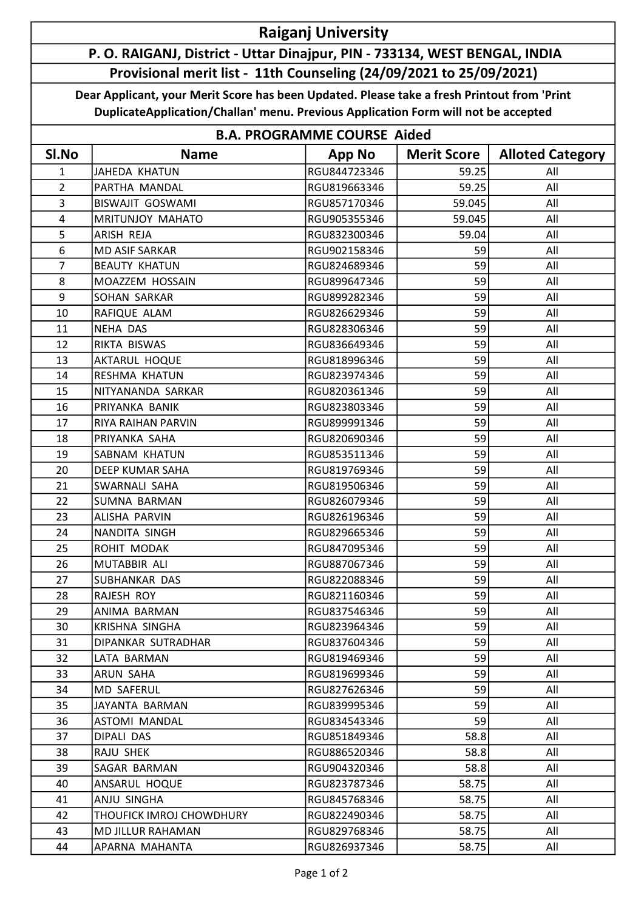# Raiganj University

## P. O. RAIGANJ, District - Uttar Dinajpur, PIN - 733134, WEST BENGAL, INDIA

### Provisional merit list - 11th Counseling (24/09/2021 to 25/09/2021)

**Dear Applicant, your Merit Score has been Updated. Please take a fresh Printout from 'Print DuplicateApplication/Challan' menu. Previous Application Form will not be accepted**

### B.A. PROGRAMME COURSE Aided

| Sl.No | Name | App No | Merit Score | Alloted Category |
|---|---|---|---|---|
| 1 | JAHEDA KHATUN | RGU844723346 | 59.25 | All |
| 2 | PARTHA MANDAL | RGU819663346 | 59.25 | All |
| 3 | BISWAJIT GOSWAMI | RGU857170346 | 59.045 | All |
| 4 | MRITUNJOY MAHATO | RGU905355346 | 59.045 | All |
| 5 | ARISH REJA | RGU832300346 | 59.04 | All |
| 6 | MD ASIF SARKAR | RGU902158346 | 59 | All |
| 7 | BEAUTY KHATUN | RGU824689346 | 59 | All |
| 8 | MOAZZEM HOSSAIN | RGU899647346 | 59 | All |
| 9 | SOHAN SARKAR | RGU899282346 | 59 | All |
| 10 | RAFIQUE ALAM | RGU826629346 | 59 | All |
| 11 | NEHA DAS | RGU828306346 | 59 | All |
| 12 | RIKTA BISWAS | RGU836649346 | 59 | All |
| 13 | AKTARUL HOQUE | RGU818996346 | 59 | All |
| 14 | RESHMA KHATUN | RGU823974346 | 59 | All |
| 15 | NITYANANDA SARKAR | RGU820361346 | 59 | All |
| 16 | PRIYANKA BANIK | RGU823803346 | 59 | All |
| 17 | RIYA RAIHAN PARVIN | RGU899991346 | 59 | All |
| 18 | PRIYANKA SAHA | RGU820690346 | 59 | All |
| 19 | SABNAM KHATUN | RGU853511346 | 59 | All |
| 20 | DEEP KUMAR SAHA | RGU819769346 | 59 | All |
| 21 | SWARNALI SAHA | RGU819506346 | 59 | All |
| 22 | SUMNA BARMAN | RGU826079346 | 59 | All |
| 23 | ALISHA PARVIN | RGU826196346 | 59 | All |
| 24 | NANDITA SINGH | RGU829665346 | 59 | All |
| 25 | ROHIT MODAK | RGU847095346 | 59 | All |
| 26 | MUTABBIR ALI | RGU887067346 | 59 | All |
| 27 | SUBHANKAR DAS | RGU822088346 | 59 | All |
| 28 | RAJESH ROY | RGU821160346 | 59 | All |
| 29 | ANIMA BARMAN | RGU837546346 | 59 | All |
| 30 | KRISHNA SINGHA | RGU823964346 | 59 | All |
| 31 | DIPANKAR SUTRADHAR | RGU837604346 | 59 | All |
| 32 | LATA BARMAN | RGU819469346 | 59 | All |
| 33 | ARUN SAHA | RGU819699346 | 59 | All |
| 34 | MD SAFERUL | RGU827626346 | 59 | All |
| 35 | JAYANTA BARMAN | RGU839995346 | 59 | All |
| 36 | ASTOMI MANDAL | RGU834543346 | 59 | All |
| 37 | DIPALI DAS | RGU851849346 | 58.8 | All |
| 38 | RAJU SHEK | RGU886520346 | 58.8 | All |
| 39 | SAGAR BARMAN | RGU904320346 | 58.8 | All |
| 40 | ANSARUL HOQUE | RGU823787346 | 58.75 | All |
| 41 | ANJU SINGHA | RGU845768346 | 58.75 | All |
| 42 | THOUFICK IMROJ CHOWDHURY | RGU822490346 | 58.75 | All |
| 43 | MD JILLUR RAHAMAN | RGU829768346 | 58.75 | All |
| 44 | APARNA MAHANTA | RGU826937346 | 58.75 | All |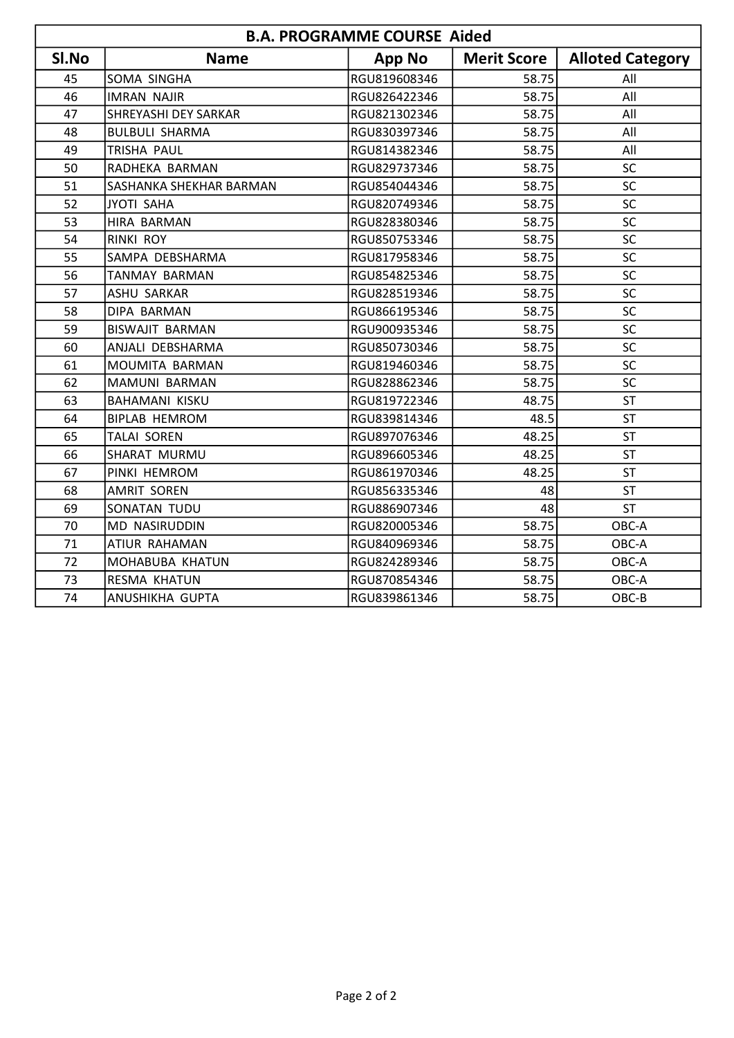| B.A. PROGRAMME COURSE Aided | | | | |
|---|---|---|---|---|
| Sl.No | Name | App No | Merit Score | Alloted Category |
| 45 | SOMA SINGHA | RGU819608346 | 58.75 | All |
| 46 | IMRAN NAJIR | RGU826422346 | 58.75 | All |
| 47 | SHREYASHI DEY SARKAR | RGU821302346 | 58.75 | All |
| 48 | BULBULI SHARMA | RGU830397346 | 58.75 | All |
| 49 | TRISHA PAUL | RGU814382346 | 58.75 | All |
| 50 | RADHEKA BARMAN | RGU829737346 | 58.75 | SC |
| 51 | SASHANKA SHEKHAR BARMAN | RGU854044346 | 58.75 | SC |
| 52 | JYOTI SAHA | RGU820749346 | 58.75 | SC |
| 53 | HIRA BARMAN | RGU828380346 | 58.75 | SC |
| 54 | RINKI ROY | RGU850753346 | 58.75 | SC |
| 55 | SAMPA DEBSHARMA | RGU817958346 | 58.75 | SC |
| 56 | TANMAY BARMAN | RGU854825346 | 58.75 | SC |
| 57 | ASHU SARKAR | RGU828519346 | 58.75 | SC |
| 58 | DIPA BARMAN | RGU866195346 | 58.75 | SC |
| 59 | BISWAJIT BARMAN | RGU900935346 | 58.75 | SC |
| 60 | ANJALI DEBSHARMA | RGU850730346 | 58.75 | SC |
| 61 | MOUMITA BARMAN | RGU819460346 | 58.75 | SC |
| 62 | MAMUNI BARMAN | RGU828862346 | 58.75 | SC |
| 63 | BAHAMANI KISKU | RGU819722346 | 48.75 | ST |
| 64 | BIPLAB HEMROM | RGU839814346 | 48.5 | ST |
| 65 | TALAI SOREN | RGU897076346 | 48.25 | ST |
| 66 | SHARAT MURMU | RGU896605346 | 48.25 | ST |
| 67 | PINKI HEMROM | RGU861970346 | 48.25 | ST |
| 68 | AMRIT SOREN | RGU856335346 | 48 | ST |
| 69 | SONATAN TUDU | RGU886907346 | 48 | ST |
| 70 | MD NASIRUDDIN | RGU820005346 | 58.75 | OBC-A |
| 71 | ATIUR RAHAMAN | RGU840969346 | 58.75 | OBC-A |
| 72 | MOHABUBA KHATUN | RGU824289346 | 58.75 | OBC-A |
| 73 | RESMA KHATUN | RGU870854346 | 58.75 | OBC-A |
| 74 | ANUSHIKHA GUPTA | RGU839861346 | 58.75 | OBC-B |